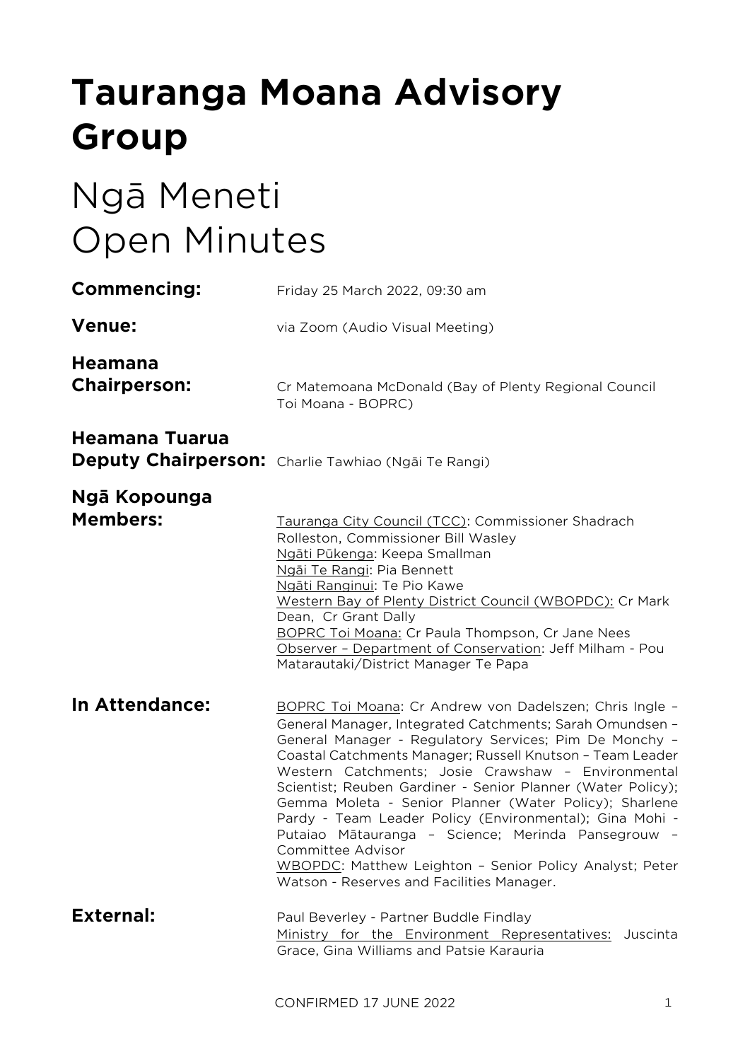# Tauranga Moana Advisory Group

# Ngā Meneti
# Open Minutes

**Commencing:** Friday 25 March 2022, 09:30 am

**Venue:** via Zoom (Audio Visual Meeting)

**Heamana Chairperson:** Cr Matemoana McDonald (Bay of Plenty Regional Council Toi Moana - BOPRC)

**Heamana Tuarua Deputy Chairperson:** Charlie Tawhiao (Ngāi Te Rangi)

**Ngā Kopounga Members:**
Tauranga City Council (TCC): Commissioner Shadrach Rolleston, Commissioner Bill Wasley
Ngāti Pūkenga: Keepa Smallman
Ngāi Te Rangi: Pia Bennett
Ngāti Ranginui: Te Pio Kawe
Western Bay of Plenty District Council (WBOPDC): Cr Mark Dean, Cr Grant Dally
BOPRC Toi Moana: Cr Paula Thompson, Cr Jane Nees
Observer – Department of Conservation: Jeff Milham - Pou Matarautaki/District Manager Te Papa

**In Attendance:**
BOPRC Toi Moana: Cr Andrew von Dadelszen; Chris Ingle – General Manager, Integrated Catchments; Sarah Omundsen – General Manager - Regulatory Services; Pim De Monchy – Coastal Catchments Manager; Russell Knutson – Team Leader Western Catchments; Josie Crawshaw – Environmental Scientist; Reuben Gardiner - Senior Planner (Water Policy); Gemma Moleta - Senior Planner (Water Policy); Sharlene Pardy - Team Leader Policy (Environmental); Gina Mohi - Putaiao Mātauranga – Science; Merinda Pansegrouw – Committee Advisor
WBOPDC: Matthew Leighton – Senior Policy Analyst; Peter Watson - Reserves and Facilities Manager.

**External:**
Paul Beverley - Partner Buddle Findlay
Ministry for the Environment Representatives: Juscinta Grace, Gina Williams and Patsie Karauria

CONFIRMED 17 JUNE 2022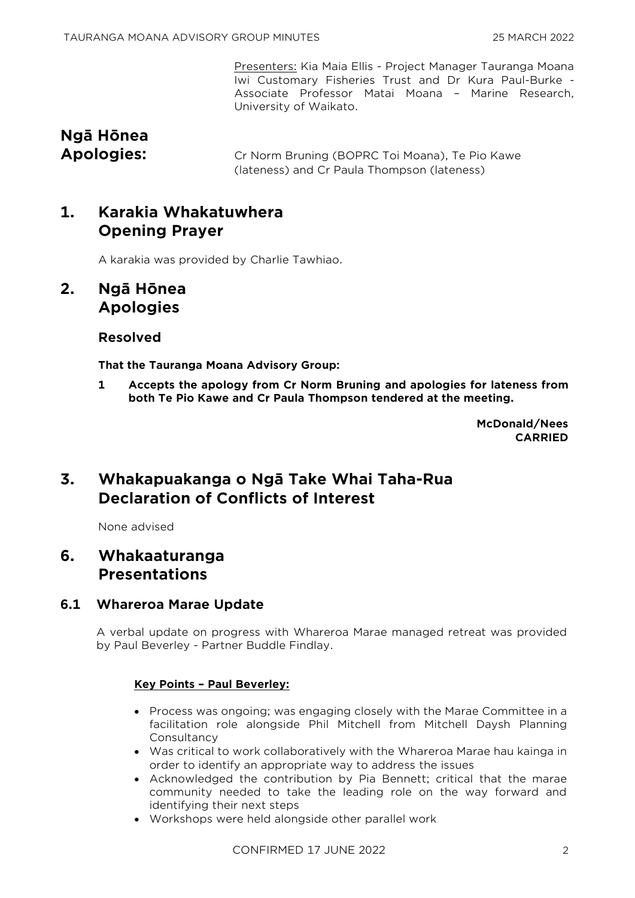Presenters: Kia Maia Ellis - Project Manager Tauranga Moana Iwi Customary Fisheries Trust and Dr Kura Paul-Burke - Associate Professor Matai Moana – Marine Research, University of Waikato.

**Ngā Hōnea Apologies:** Cr Norm Bruning (BOPRC Toi Moana), Te Pio Kawe (lateness) and Cr Paula Thompson (lateness)

# 1. Karakia Whakatuwhera Opening Prayer

A karakia was provided by Charlie Tawhiao.

# 2. Ngā Hōnea Apologies

### Resolved

**That the Tauranga Moana Advisory Group:**

**1 Accepts the apology from Cr Norm Bruning and apologies for lateness from both Te Pio Kawe and Cr Paula Thompson tendered at the meeting.**

**McDonald/Nees**
**CARRIED**

# 3. Whakapuakanga o Ngā Take Whai Taha-Rua Declaration of Conflicts of Interest

None advised

# 6. Whakaaturanga Presentations

## 6.1 Whareroa Marae Update

A verbal update on progress with Whareroa Marae managed retreat was provided by Paul Beverley - Partner Buddle Findlay.

**Key Points – Paul Beverley:**

- Process was ongoing; was engaging closely with the Marae Committee in a facilitation role alongside Phil Mitchell from Mitchell Daysh Planning Consultancy
- Was critical to work collaboratively with the Whareroa Marae hau kainga in order to identify an appropriate way to address the issues
- Acknowledged the contribution by Pia Bennett; critical that the marae community needed to take the leading role on the way forward and identifying their next steps
- Workshops were held alongside other parallel work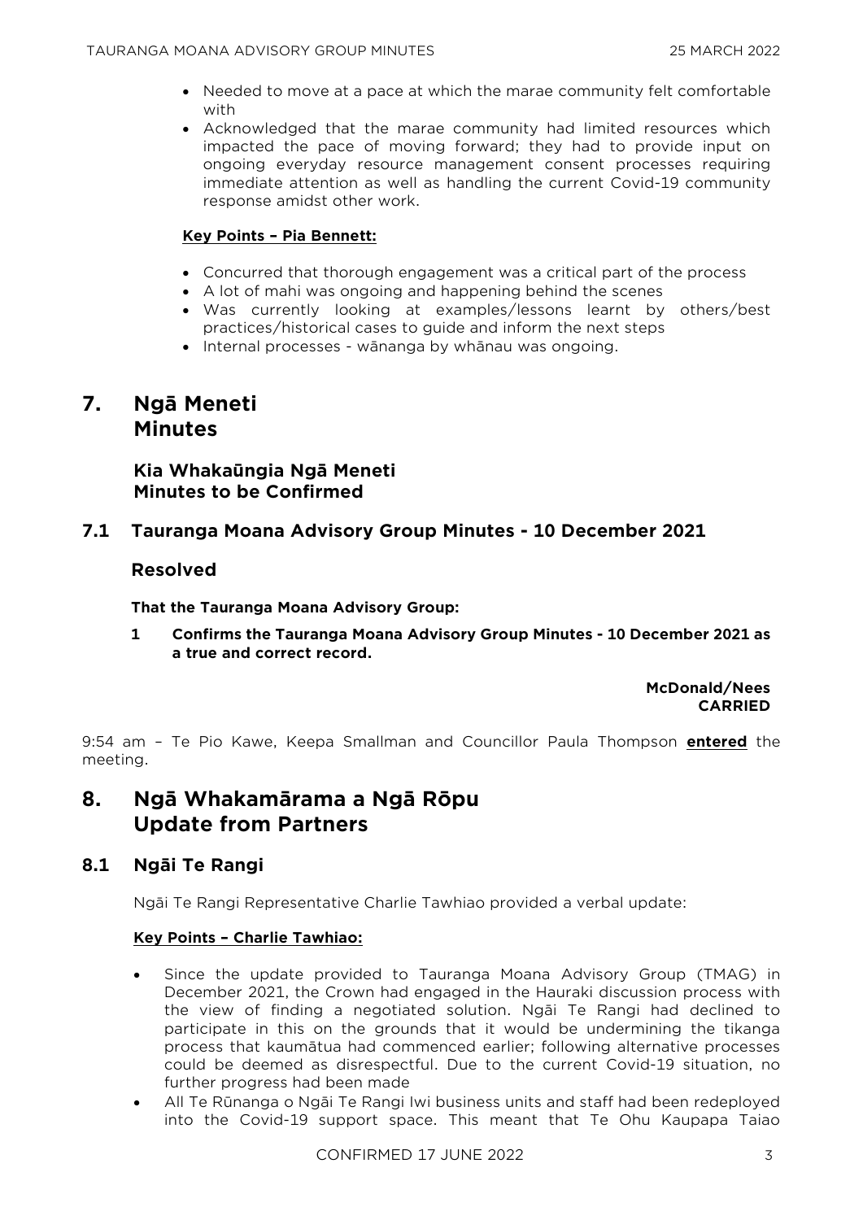- Needed to move at a pace at which the marae community felt comfortable with
- Acknowledged that the marae community had limited resources which impacted the pace of moving forward; they had to provide input on ongoing everyday resource management consent processes requiring immediate attention as well as handling the current Covid-19 community response amidst other work.

**Key Points – Pia Bennett:**

- Concurred that thorough engagement was a critical part of the process
- A lot of mahi was ongoing and happening behind the scenes
- Was currently looking at examples/lessons learnt by others/best practices/historical cases to guide and inform the next steps
- Internal processes - wānanga by whānau was ongoing.

# 7. Ngā Meneti Minutes

## Kia Whakaūngia Ngā Meneti Minutes to be Confirmed

## 7.1 Tauranga Moana Advisory Group Minutes - 10 December 2021

### Resolved

**That the Tauranga Moana Advisory Group:**

**1 Confirms the Tauranga Moana Advisory Group Minutes - 10 December 2021 as a true and correct record.**

**McDonald/Nees**
**CARRIED**

9:54 am – Te Pio Kawe, Keepa Smallman and Councillor Paula Thompson **entered** the meeting.

# 8. Ngā Whakamārama a Ngā Rōpu Update from Partners

## 8.1 Ngāi Te Rangi

Ngāi Te Rangi Representative Charlie Tawhiao provided a verbal update:

**Key Points – Charlie Tawhiao:**

- Since the update provided to Tauranga Moana Advisory Group (TMAG) in December 2021, the Crown had engaged in the Hauraki discussion process with the view of finding a negotiated solution. Ngāi Te Rangi had declined to participate in this on the grounds that it would be undermining the tikanga process that kaumātua had commenced earlier; following alternative processes could be deemed as disrespectful. Due to the current Covid-19 situation, no further progress had been made
- All Te Rūnanga o Ngāi Te Rangi Iwi business units and staff had been redeployed into the Covid-19 support space. This meant that Te Ohu Kaupapa Taiao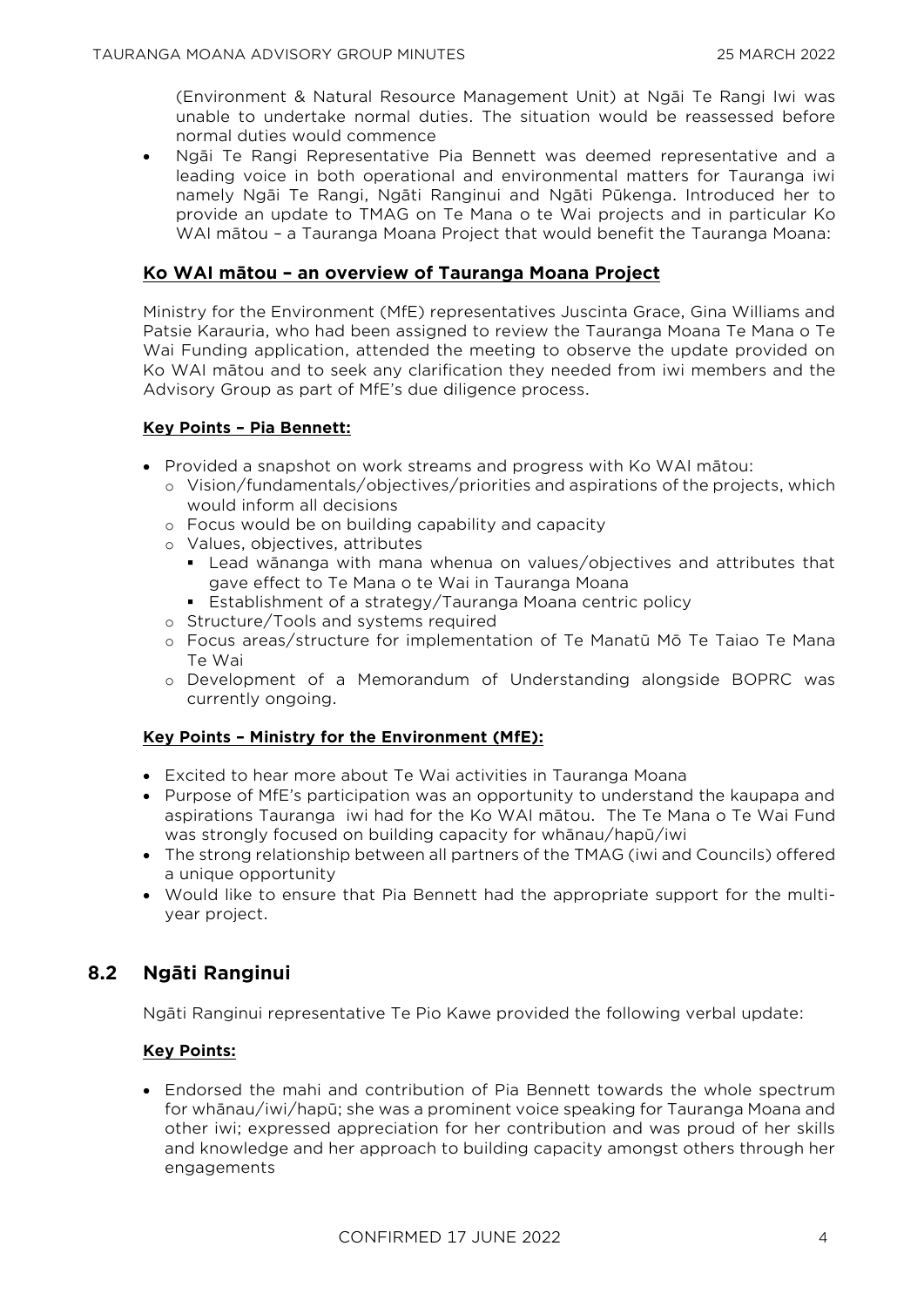(Environment & Natural Resource Management Unit) at Ngāi Te Rangi Iwi was unable to undertake normal duties. The situation would be reassessed before normal duties would commence

- Ngāi Te Rangi Representative Pia Bennett was deemed representative and a leading voice in both operational and environmental matters for Tauranga iwi namely Ngāi Te Rangi, Ngāti Ranginui and Ngāti Pūkenga. Introduced her to provide an update to TMAG on Te Mana o te Wai projects and in particular Ko WAI mātou – a Tauranga Moana Project that would benefit the Tauranga Moana:

### Ko WAI mātou – an overview of Tauranga Moana Project

Ministry for the Environment (MfE) representatives Juscinta Grace, Gina Williams and Patsie Karauria, who had been assigned to review the Tauranga Moana Te Mana o Te Wai Funding application, attended the meeting to observe the update provided on Ko WAI mātou and to seek any clarification they needed from iwi members and the Advisory Group as part of MfE's due diligence process.

**Key Points – Pia Bennett:**

- Provided a snapshot on work streams and progress with Ko WAI mātou:
  - Vision/fundamentals/objectives/priorities and aspirations of the projects, which would inform all decisions
  - Focus would be on building capability and capacity
  - Values, objectives, attributes
    - Lead wānanga with mana whenua on values/objectives and attributes that gave effect to Te Mana o te Wai in Tauranga Moana
    - Establishment of a strategy/Tauranga Moana centric policy
  - Structure/Tools and systems required
  - Focus areas/structure for implementation of Te Manatū Mō Te Taiao Te Mana Te Wai
  - Development of a Memorandum of Understanding alongside BOPRC was currently ongoing.

**Key Points – Ministry for the Environment (MfE):**

- Excited to hear more about Te Wai activities in Tauranga Moana
- Purpose of MfE's participation was an opportunity to understand the kaupapa and aspirations Tauranga iwi had for the Ko WAI mātou. The Te Mana o Te Wai Fund was strongly focused on building capacity for whānau/hapū/iwi
- The strong relationship between all partners of the TMAG (iwi and Councils) offered a unique opportunity
- Would like to ensure that Pia Bennett had the appropriate support for the multi-year project.

## 8.2 Ngāti Ranginui

Ngāti Ranginui representative Te Pio Kawe provided the following verbal update:

**Key Points:**

- Endorsed the mahi and contribution of Pia Bennett towards the whole spectrum for whānau/iwi/hapū; she was a prominent voice speaking for Tauranga Moana and other iwi; expressed appreciation for her contribution and was proud of her skills and knowledge and her approach to building capacity amongst others through her engagements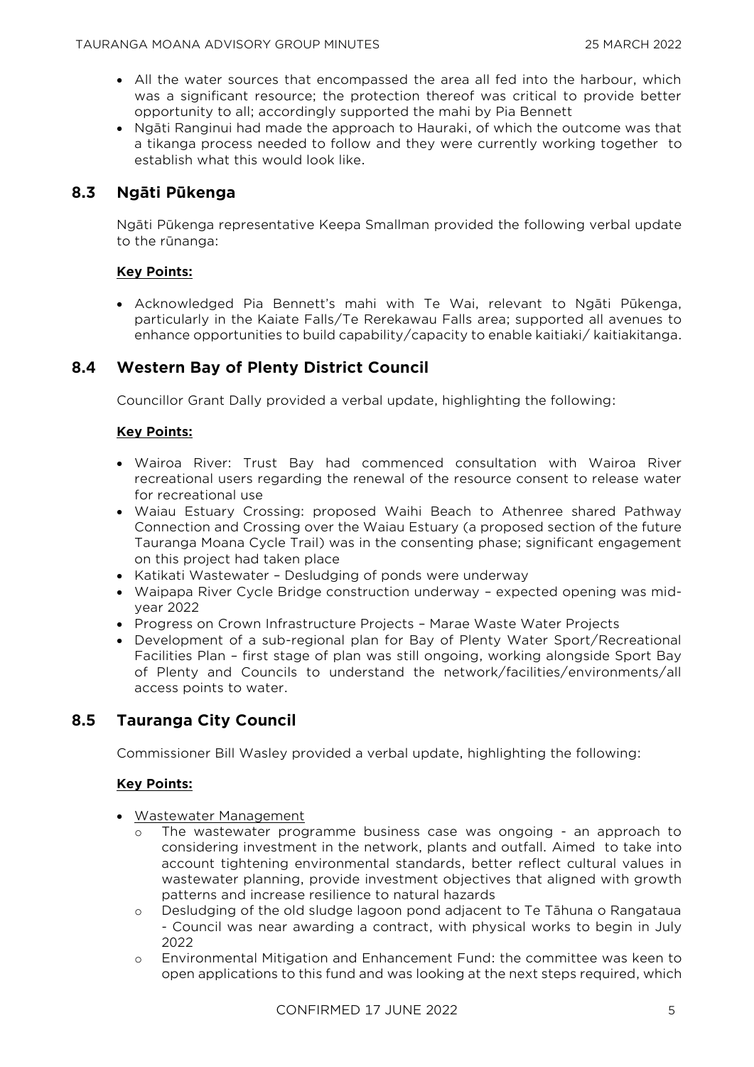- All the water sources that encompassed the area all fed into the harbour, which was a significant resource; the protection thereof was critical to provide better opportunity to all; accordingly supported the mahi by Pia Bennett
- Ngāti Ranginui had made the approach to Hauraki, of which the outcome was that a tikanga process needed to follow and they were currently working together to establish what this would look like.

## 8.3 Ngāti Pūkenga

Ngāti Pūkenga representative Keepa Smallman provided the following verbal update to the rūnanga:

**Key Points:**

- Acknowledged Pia Bennett's mahi with Te Wai, relevant to Ngāti Pūkenga, particularly in the Kaiate Falls/Te Rerekawau Falls area; supported all avenues to enhance opportunities to build capability/capacity to enable kaitiaki/ kaitiakitanga.

## 8.4 Western Bay of Plenty District Council

Councillor Grant Dally provided a verbal update, highlighting the following:

**Key Points:**

- Wairoa River: Trust Bay had commenced consultation with Wairoa River recreational users regarding the renewal of the resource consent to release water for recreational use
- Waiau Estuary Crossing: proposed Waihi Beach to Athenree shared Pathway Connection and Crossing over the Waiau Estuary (a proposed section of the future Tauranga Moana Cycle Trail) was in the consenting phase; significant engagement on this project had taken place
- Katikati Wastewater – Desludging of ponds were underway
- Waipapa River Cycle Bridge construction underway – expected opening was mid-year 2022
- Progress on Crown Infrastructure Projects – Marae Waste Water Projects
- Development of a sub-regional plan for Bay of Plenty Water Sport/Recreational Facilities Plan – first stage of plan was still ongoing, working alongside Sport Bay of Plenty and Councils to understand the network/facilities/environments/all access points to water.

## 8.5 Tauranga City Council

Commissioner Bill Wasley provided a verbal update, highlighting the following:

**Key Points:**

- Wastewater Management
  - The wastewater programme business case was ongoing - an approach to considering investment in the network, plants and outfall. Aimed to take into account tightening environmental standards, better reflect cultural values in wastewater planning, provide investment objectives that aligned with growth patterns and increase resilience to natural hazards
  - Desludging of the old sludge lagoon pond adjacent to Te Tāhuna o Rangataua - Council was near awarding a contract, with physical works to begin in July 2022
  - Environmental Mitigation and Enhancement Fund: the committee was keen to open applications to this fund and was looking at the next steps required, which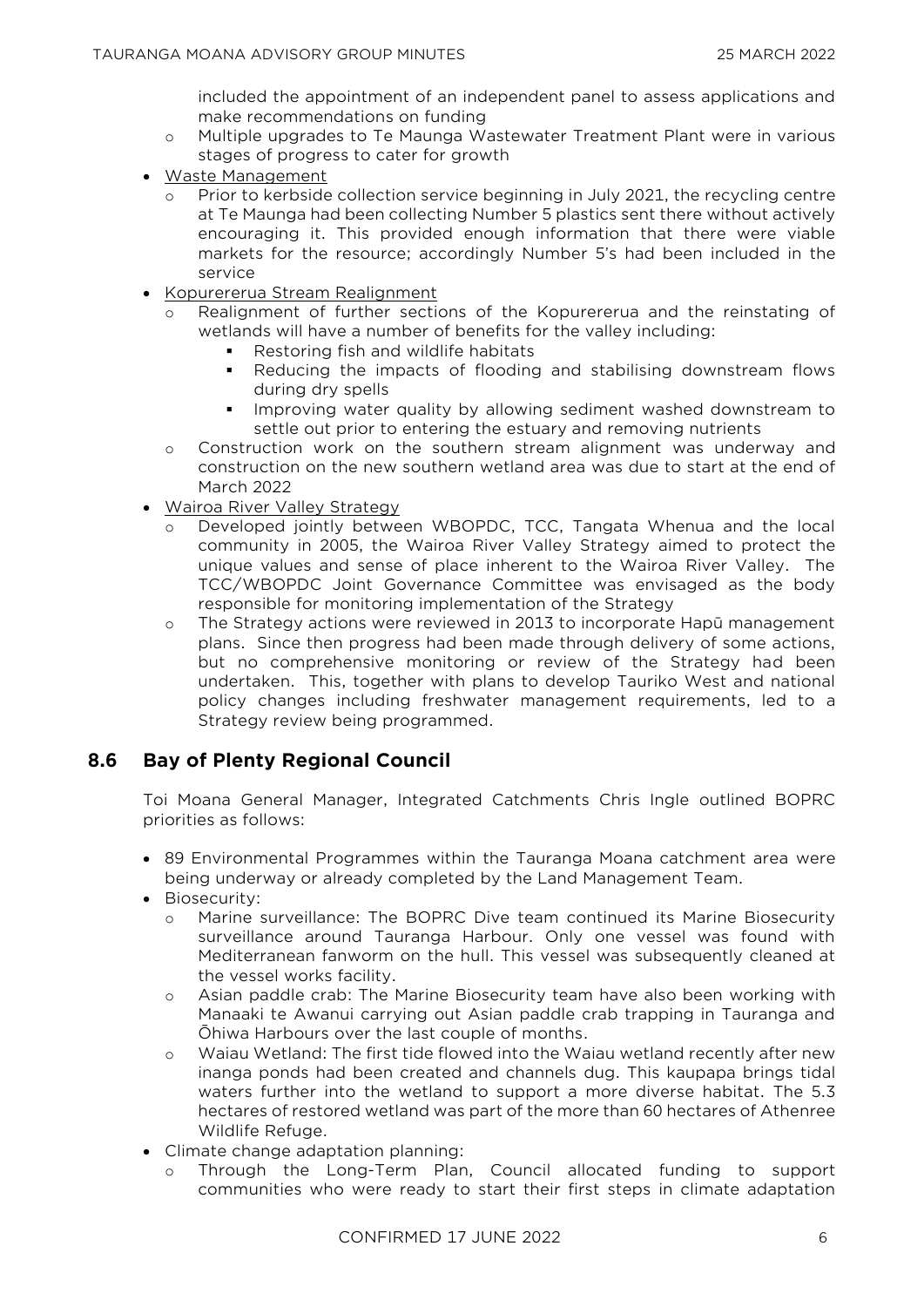included the appointment of an independent panel to assess applications and make recommendations on funding

- Multiple upgrades to Te Maunga Wastewater Treatment Plant were in various stages of progress to cater for growth

- Waste Management
  - Prior to kerbside collection service beginning in July 2021, the recycling centre at Te Maunga had been collecting Number 5 plastics sent there without actively encouraging it. This provided enough information that there were viable markets for the resource; accordingly Number 5's had been included in the service
- Kopurererua Stream Realignment
  - Realignment of further sections of the Kopurererua and the reinstating of wetlands will have a number of benefits for the valley including:
    - Restoring fish and wildlife habitats
    - Reducing the impacts of flooding and stabilising downstream flows during dry spells
    - Improving water quality by allowing sediment washed downstream to settle out prior to entering the estuary and removing nutrients
  - Construction work on the southern stream alignment was underway and construction on the new southern wetland area was due to start at the end of March 2022
- Wairoa River Valley Strategy
  - Developed jointly between WBOPDC, TCC, Tangata Whenua and the local community in 2005, the Wairoa River Valley Strategy aimed to protect the unique values and sense of place inherent to the Wairoa River Valley. The TCC/WBOPDC Joint Governance Committee was envisaged as the body responsible for monitoring implementation of the Strategy
  - The Strategy actions were reviewed in 2013 to incorporate Hapū management plans. Since then progress had been made through delivery of some actions, but no comprehensive monitoring or review of the Strategy had been undertaken. This, together with plans to develop Tauriko West and national policy changes including freshwater management requirements, led to a Strategy review being programmed.

## 8.6 Bay of Plenty Regional Council

Toi Moana General Manager, Integrated Catchments Chris Ingle outlined BOPRC priorities as follows:

- 89 Environmental Programmes within the Tauranga Moana catchment area were being underway or already completed by the Land Management Team.
- Biosecurity:
  - Marine surveillance: The BOPRC Dive team continued its Marine Biosecurity surveillance around Tauranga Harbour. Only one vessel was found with Mediterranean fanworm on the hull. This vessel was subsequently cleaned at the vessel works facility.
  - Asian paddle crab: The Marine Biosecurity team have also been working with Manaaki te Awanui carrying out Asian paddle crab trapping in Tauranga and Ōhiwa Harbours over the last couple of months.
  - Waiau Wetland: The first tide flowed into the Waiau wetland recently after new inanga ponds had been created and channels dug. This kaupapa brings tidal waters further into the wetland to support a more diverse habitat. The 5.3 hectares of restored wetland was part of the more than 60 hectares of Athenree Wildlife Refuge.
- Climate change adaptation planning:
  - Through the Long-Term Plan, Council allocated funding to support communities who were ready to start their first steps in climate adaptation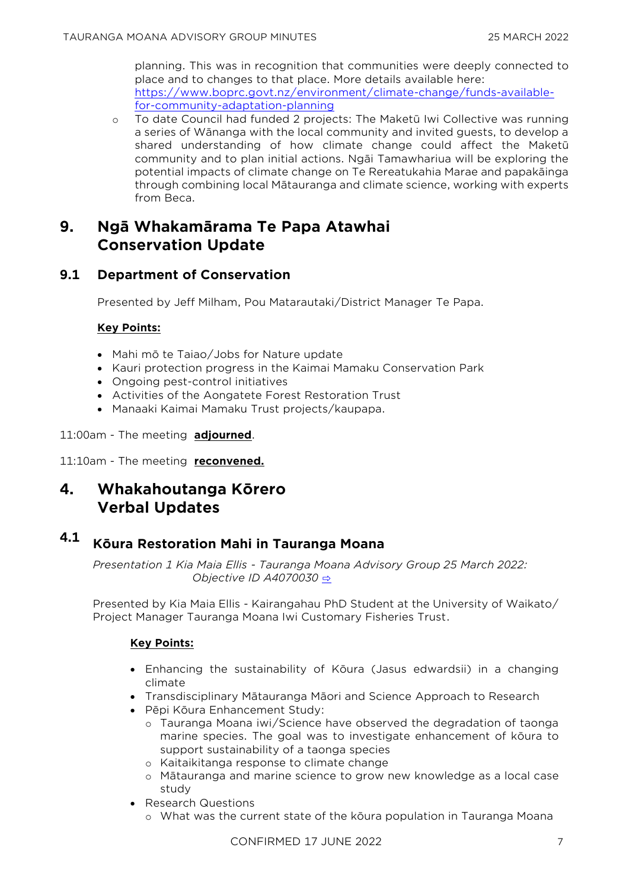planning. This was in recognition that communities were deeply connected to place and to changes to that place. More details available here: [https://www.boprc.govt.nz/environment/climate-change/funds-available-for-community-adaptation-planning](https://www.boprc.govt.nz/environment/climate-change/funds-available-for-community-adaptation-planning)

  - To date Council had funded 2 projects: The Maketū Iwi Collective was running a series of Wānanga with the local community and invited guests, to develop a shared understanding of how climate change could affect the Maketū community and to plan initial actions. Ngāi Tamawhariua will be exploring the potential impacts of climate change on Te Rereatukahia Marae and papakāinga through combining local Mātauranga and climate science, working with experts from Beca.

# 9. Ngā Whakamārama Te Papa Atawhai Conservation Update

## 9.1 Department of Conservation

Presented by Jeff Milham, Pou Matarautaki/District Manager Te Papa.

**Key Points:**

- Mahi mō te Taiao/Jobs for Nature update
- Kauri protection progress in the Kaimai Mamaku Conservation Park
- Ongoing pest-control initiatives
- Activities of the Aongatete Forest Restoration Trust
- Manaaki Kaimai Mamaku Trust projects/kaupapa.

11:00am - The meeting **adjourned**.

11:10am - The meeting **reconvened.**

# 4. Whakahoutanga Kōrero Verbal Updates

## 4.1 Kōura Restoration Mahi in Tauranga Moana

*Presentation 1 Kia Maia Ellis - Tauranga Moana Advisory Group 25 March 2022: Objective ID A4070030* ⇨

Presented by Kia Maia Ellis - Kairangahau PhD Student at the University of Waikato/ Project Manager Tauranga Moana Iwi Customary Fisheries Trust.

**Key Points:**

- Enhancing the sustainability of Kōura (Jasus edwardsii) in a changing climate
- Transdisciplinary Mātauranga Māori and Science Approach to Research
- Pēpi Kōura Enhancement Study:
  - Tauranga Moana iwi/Science have observed the degradation of taonga marine species. The goal was to investigate enhancement of kōura to support sustainability of a taonga species
  - Kaitaikitanga response to climate change
  - Mātauranga and marine science to grow new knowledge as a local case study
- Research Questions
  - What was the current state of the kōura population in Tauranga Moana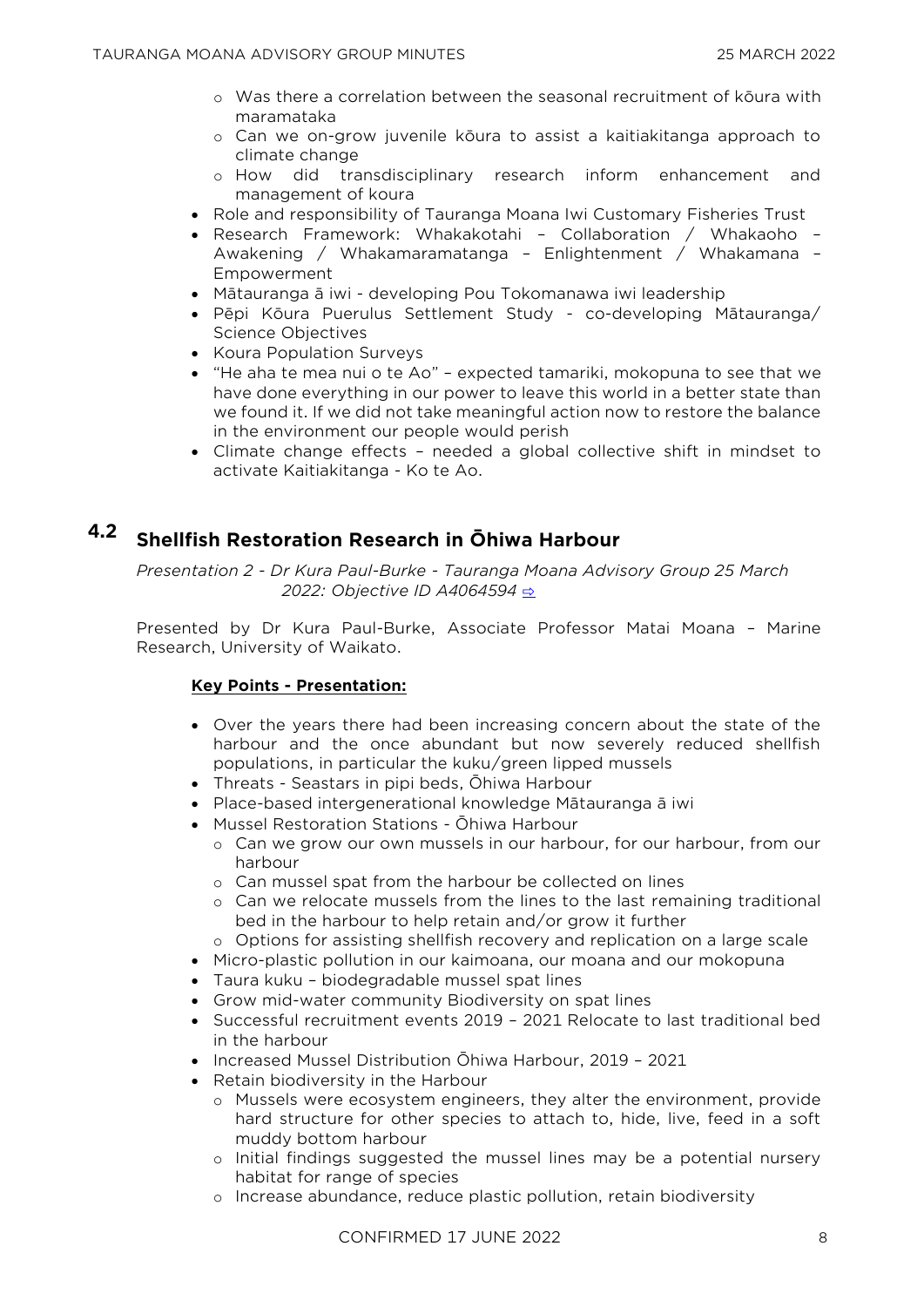- Was there a correlation between the seasonal recruitment of kōura with maramataka
  - Can we on-grow juvenile kōura to assist a kaitiakitanga approach to climate change
  - How did transdisciplinary research inform enhancement and management of koura
- Role and responsibility of Tauranga Moana Iwi Customary Fisheries Trust
- Research Framework: Whakakotahi – Collaboration / Whakaoho – Awakening / Whakamaramatanga – Enlightenment / Whakamana – Empowerment
- Mātauranga ā iwi - developing Pou Tokomanawa iwi leadership
- Pēpi Kōura Puerulus Settlement Study - co-developing Mātauranga/ Science Objectives
- Koura Population Surveys
- "He aha te mea nui o te Ao" – expected tamariki, mokopuna to see that we have done everything in our power to leave this world in a better state than we found it. If we did not take meaningful action now to restore the balance in the environment our people would perish
- Climate change effects – needed a global collective shift in mindset to activate Kaitiakitanga - Ko te Ao.

## 4.2 Shellfish Restoration Research in Ōhiwa Harbour

*Presentation 2 - Dr Kura Paul-Burke - Tauranga Moana Advisory Group 25 March 2022: Objective ID A4064594* ⇨

Presented by Dr Kura Paul-Burke, Associate Professor Matai Moana – Marine Research, University of Waikato.

**Key Points - Presentation:**

- Over the years there had been increasing concern about the state of the harbour and the once abundant but now severely reduced shellfish populations, in particular the kuku/green lipped mussels
- Threats - Seastars in pipi beds, Ōhiwa Harbour
- Place-based intergenerational knowledge Mātauranga ā iwi
- Mussel Restoration Stations - Ōhiwa Harbour
  - Can we grow our own mussels in our harbour, for our harbour, from our harbour
  - Can mussel spat from the harbour be collected on lines
  - Can we relocate mussels from the lines to the last remaining traditional bed in the harbour to help retain and/or grow it further
  - Options for assisting shellfish recovery and replication on a large scale
- Micro-plastic pollution in our kaimoana, our moana and our mokopuna
- Taura kuku – biodegradable mussel spat lines
- Grow mid-water community Biodiversity on spat lines
- Successful recruitment events 2019 – 2021 Relocate to last traditional bed in the harbour
- Increased Mussel Distribution Ōhiwa Harbour, 2019 – 2021
- Retain biodiversity in the Harbour
  - Mussels were ecosystem engineers, they alter the environment, provide hard structure for other species to attach to, hide, live, feed in a soft muddy bottom harbour
  - Initial findings suggested the mussel lines may be a potential nursery habitat for range of species
  - Increase abundance, reduce plastic pollution, retain biodiversity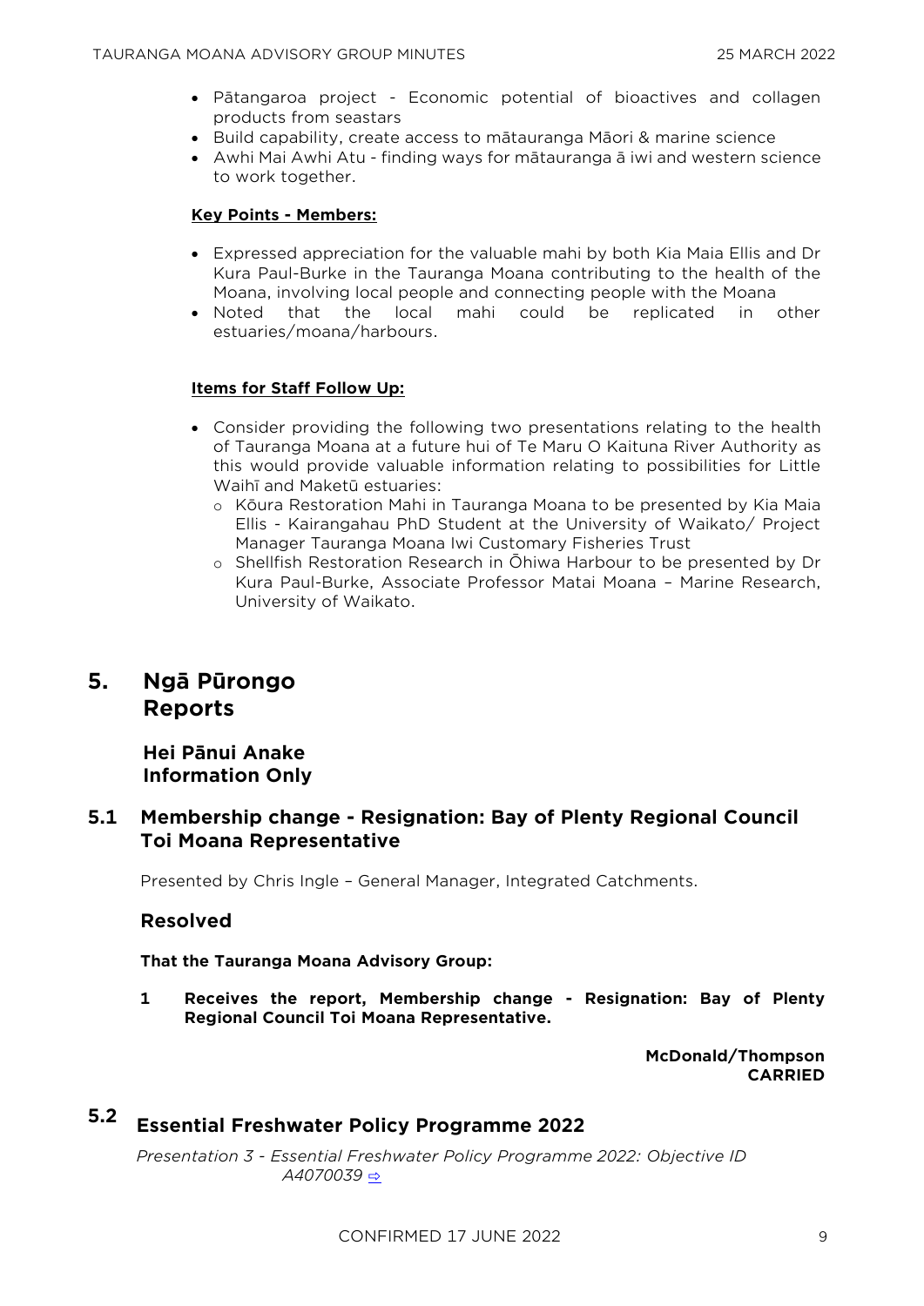- Pātangaroa project - Economic potential of bioactives and collagen products from seastars
- Build capability, create access to mātauranga Māori & marine science
- Awhi Mai Awhi Atu - finding ways for mātauranga ā iwi and western science to work together.

**Key Points - Members:**

- Expressed appreciation for the valuable mahi by both Kia Maia Ellis and Dr Kura Paul-Burke in the Tauranga Moana contributing to the health of the Moana, involving local people and connecting people with the Moana
- Noted that the local mahi could be replicated in other estuaries/moana/harbours.

**Items for Staff Follow Up:**

- Consider providing the following two presentations relating to the health of Tauranga Moana at a future hui of Te Maru O Kaituna River Authority as this would provide valuable information relating to possibilities for Little Waihī and Maketū estuaries:
  - Kōura Restoration Mahi in Tauranga Moana to be presented by Kia Maia Ellis - Kairangahau PhD Student at the University of Waikato/ Project Manager Tauranga Moana Iwi Customary Fisheries Trust
  - Shellfish Restoration Research in Ōhiwa Harbour to be presented by Dr Kura Paul-Burke, Associate Professor Matai Moana – Marine Research, University of Waikato.

# 5. Ngā Pūrongo Reports

## Hei Pānui Anake Information Only

## 5.1 Membership change - Resignation: Bay of Plenty Regional Council Toi Moana Representative

Presented by Chris Ingle – General Manager, Integrated Catchments.

### Resolved

**That the Tauranga Moana Advisory Group:**

**1 Receives the report, Membership change - Resignation: Bay of Plenty Regional Council Toi Moana Representative.**

**McDonald/Thompson**
**CARRIED**

## 5.2 Essential Freshwater Policy Programme 2022

*Presentation 3 - Essential Freshwater Policy Programme 2022: Objective ID A4070039* ⇨

CONFIRMED 17 JUNE 2022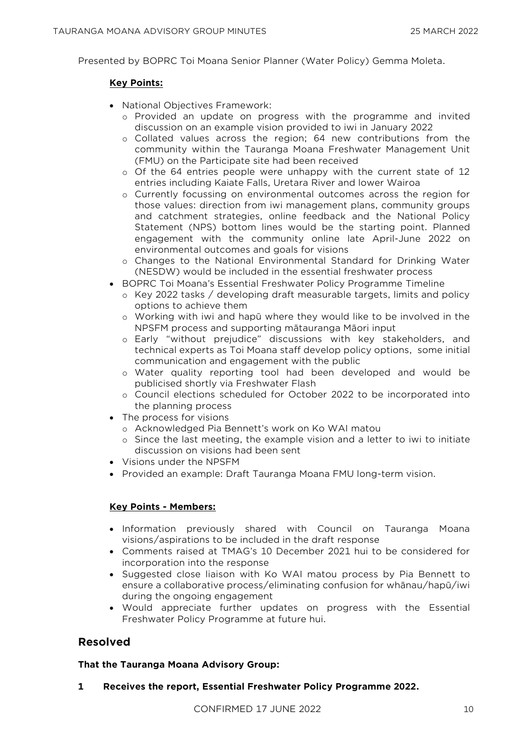Presented by BOPRC Toi Moana Senior Planner (Water Policy) Gemma Moleta.

**Key Points:**

- National Objectives Framework:
  - Provided an update on progress with the programme and invited discussion on an example vision provided to iwi in January 2022
  - Collated values across the region; 64 new contributions from the community within the Tauranga Moana Freshwater Management Unit (FMU) on the Participate site had been received
  - Of the 64 entries people were unhappy with the current state of 12 entries including Kaiate Falls, Uretara River and lower Wairoa
  - Currently focussing on environmental outcomes across the region for those values: direction from iwi management plans, community groups and catchment strategies, online feedback and the National Policy Statement (NPS) bottom lines would be the starting point. Planned engagement with the community online late April-June 2022 on environmental outcomes and goals for visions
  - Changes to the National Environmental Standard for Drinking Water (NESDW) would be included in the essential freshwater process
- BOPRC Toi Moana's Essential Freshwater Policy Programme Timeline
  - Key 2022 tasks / developing draft measurable targets, limits and policy options to achieve them
  - Working with iwi and hapū where they would like to be involved in the NPSFM process and supporting mātauranga Māori input
  - Early "without prejudice" discussions with key stakeholders, and technical experts as Toi Moana staff develop policy options, some initial communication and engagement with the public
  - Water quality reporting tool had been developed and would be publicised shortly via Freshwater Flash
  - Council elections scheduled for October 2022 to be incorporated into the planning process
- The process for visions
  - Acknowledged Pia Bennett's work on Ko WAI matou
  - Since the last meeting, the example vision and a letter to iwi to initiate discussion on visions had been sent
- Visions under the NPSFM
- Provided an example: Draft Tauranga Moana FMU long-term vision.

**Key Points - Members:**

- Information previously shared with Council on Tauranga Moana visions/aspirations to be included in the draft response
- Comments raised at TMAG's 10 December 2021 hui to be considered for incorporation into the response
- Suggested close liaison with Ko WAI matou process by Pia Bennett to ensure a collaborative process/eliminating confusion for whānau/hapū/iwi during the ongoing engagement
- Would appreciate further updates on progress with the Essential Freshwater Policy Programme at future hui.

## Resolved

**That the Tauranga Moana Advisory Group:**

**1 Receives the report, Essential Freshwater Policy Programme 2022.**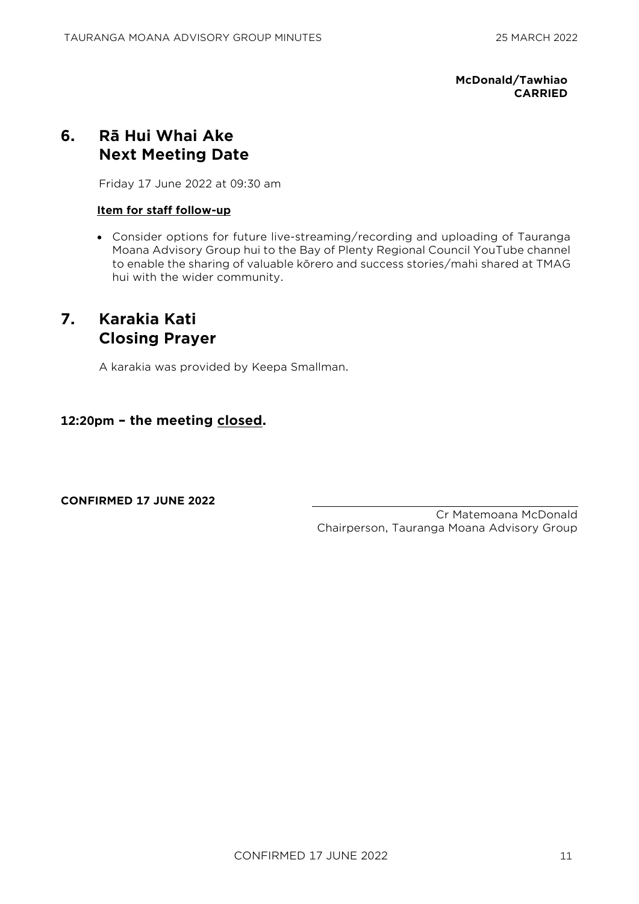**McDonald/Tawhiao**
**CARRIED**

## 6. Rā Hui Whai Ake Next Meeting Date

Friday 17 June 2022 at 09:30 am

**Item for staff follow-up**

- Consider options for future live-streaming/recording and uploading of Tauranga Moana Advisory Group hui to the Bay of Plenty Regional Council YouTube channel to enable the sharing of valuable kōrero and success stories/mahi shared at TMAG hui with the wider community.

## 7. Karakia Kati Closing Prayer

A karakia was provided by Keepa Smallman.

**12:20pm – the meeting closed.**

**CONFIRMED 17 JUNE 2022**

Cr Matemoana McDonald
Chairperson, Tauranga Moana Advisory Group